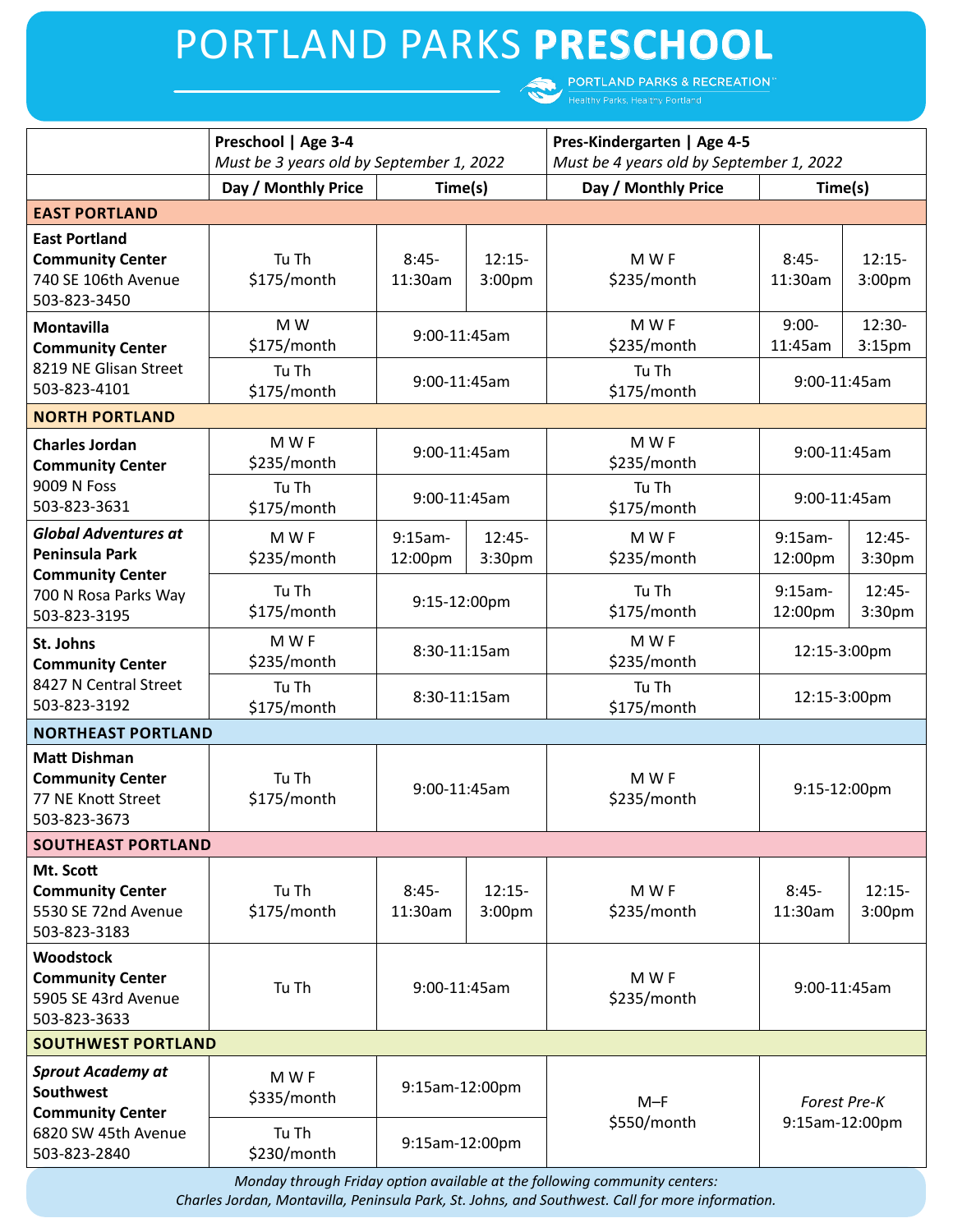# PORTLAND PARKS **PRESCHOOL**

PORTLAND PARKS & RECREATION
Healthy Parks, Healthy Portland

| | **Preschool \| Age 3-4** *Must be 3 years old by September 1, 2022* | | | **Pres-Kindergarten \| Age 4-5** *Must be 4 years old by September 1, 2022* | | |
|---|---|---|---|---|---|---|
| | **Day / Monthly Price** | **Time(s)** | | **Day / Monthly Price** | **Time(s)** | |
| **EAST PORTLAND** | | | | | | |
| **East Portland Community Center** 740 SE 106th Avenue 503-823-3450 | Tu Th $175/month | 8:45-11:30am | 12:15-3:00pm | M W F $235/month | 8:45-11:30am | 12:15-3:00pm |
| **Montavilla Community Center** 8219 NE Glisan Street 503-823-4101 | M W $175/month | 9:00-11:45am | | M W F $235/month | 9:00-11:45am | 12:30-3:15pm |
| | Tu Th $175/month | 9:00-11:45am | | Tu Th $175/month | 9:00-11:45am | |
| **NORTH PORTLAND** | | | | | | |
| **Charles Jordan Community Center** 9009 N Foss 503-823-3631 | M W F $235/month | 9:00-11:45am | | M W F $235/month | 9:00-11:45am | |
| | Tu Th $175/month | 9:00-11:45am | | Tu Th $175/month | 9:00-11:45am | |
| ***Global Adventures at*** **Peninsula Park Community Center** 700 N Rosa Parks Way 503-823-3195 | M W F $235/month | 9:15am-12:00pm | 12:45-3:30pm | M W F $235/month | 9:15am-12:00pm | 12:45-3:30pm |
| | Tu Th $175/month | 9:15-12:00pm | | Tu Th $175/month | 9:15am-12:00pm | 12:45-3:30pm |
| **St. Johns Community Center** 8427 N Central Street 503-823-3192 | M W F $235/month | 8:30-11:15am | | M W F $235/month | 12:15-3:00pm | |
| | Tu Th $175/month | 8:30-11:15am | | Tu Th $175/month | 12:15-3:00pm | |
| **NORTHEAST PORTLAND** | | | | | | |
| **Matt Dishman Community Center** 77 NE Knott Street 503-823-3673 | Tu Th $175/month | 9:00-11:45am | | M W F $235/month | 9:15-12:00pm | |
| **SOUTHEAST PORTLAND** | | | | | | |
| **Mt. Scott Community Center** 5530 SE 72nd Avenue 503-823-3183 | Tu Th $175/month | 8:45-11:30am | 12:15-3:00pm | M W F $235/month | 8:45-11:30am | 12:15-3:00pm |
| **Woodstock Community Center** 5905 SE 43rd Avenue 503-823-3633 | Tu Th | 9:00-11:45am | | M W F $235/month | 9:00-11:45am | |
| **SOUTHWEST PORTLAND** | | | | | | |
| ***Sprout Academy at*** **Southwest Community Center** 6820 SW 45th Avenue 503-823-2840 | M W F $335/month | 9:15am-12:00pm | | M–F $550/month | *Forest Pre-K* 9:15am-12:00pm | |
| | Tu Th $230/month | 9:15am-12:00pm | | | | |

*Monday through Friday option available at the following community centers: Charles Jordan, Montavilla, Peninsula Park, St. Johns, and Southwest. Call for more information.*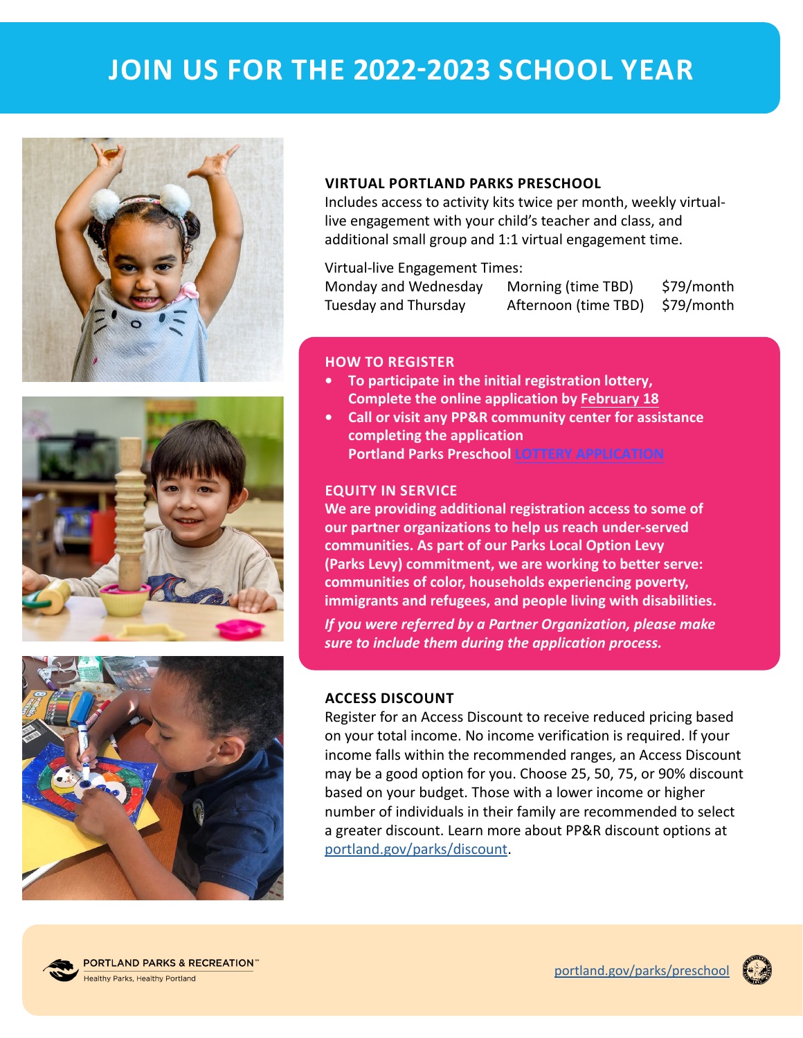# JOIN US FOR THE 2022-2023 SCHOOL YEAR

### VIRTUAL PORTLAND PARKS PRESCHOOL

Includes access to activity kits twice per month, weekly virtual-live engagement with your child's teacher and class, and additional small group and 1:1 virtual engagement time.

Virtual-live Engagement Times:

| | | |
|---|---|---|
| Monday and Wednesday | Morning (time TBD) | $79/month |
| Tuesday and Thursday | Afternoon (time TBD) | $79/month |

### HOW TO REGISTER

- **To participate in the initial registration lottery, Complete the online application by February 18**
- **Call or visit any PP&R community center for assistance completing the application**
  **Portland Parks Preschool LOTTERY APPLICATION**

### EQUITY IN SERVICE

**We are providing additional registration access to some of our partner organizations to help us reach under-served communities. As part of our Parks Local Option Levy (Parks Levy) commitment, we are working to better serve: communities of color, households experiencing poverty, immigrants and refugees, and people living with disabilities.**

***If you were referred by a Partner Organization, please make sure to include them during the application process.***

### ACCESS DISCOUNT

Register for an Access Discount to receive reduced pricing based on your total income. No income verification is required. If your income falls within the recommended ranges, an Access Discount may be a good option for you. Choose 25, 50, 75, or 90% discount based on your budget. Those with a lower income or higher number of individuals in their family are recommended to select a greater discount. Learn more about PP&R discount options at portland.gov/parks/discount.

PORTLAND PARKS & RECREATION
Healthy Parks, Healthy Portland

portland.gov/parks/preschool